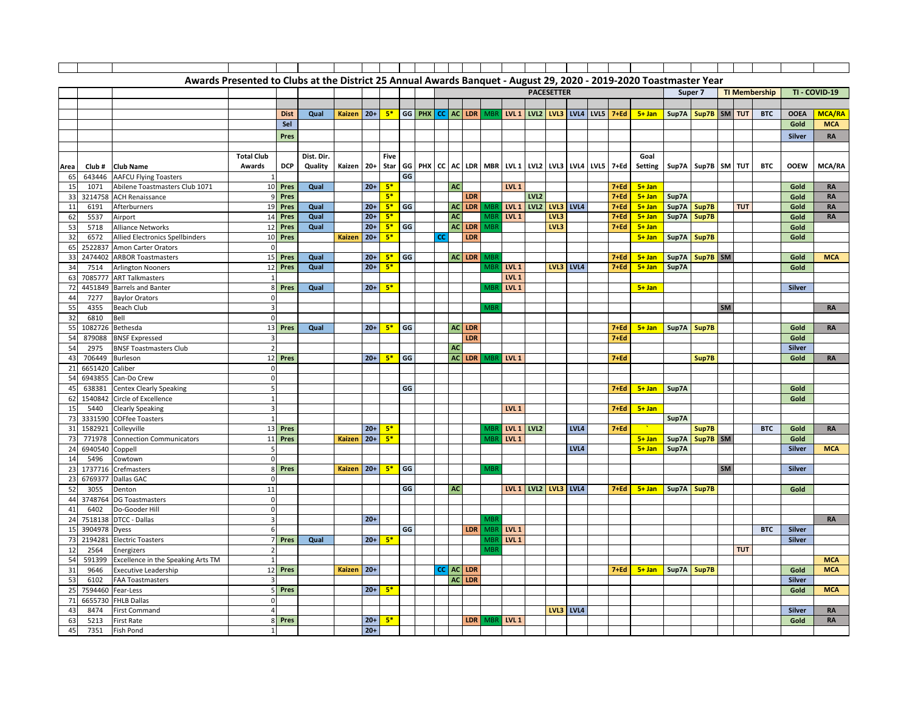# Awards Presented to Clubs at the District 25 Annual Awards Banquet - August 29, 2020 - 2019-2020 Toastmaster Year

| | | | | | | | | | | | | | | | | | | | | | | | | | | | | |
|---|---|---|---|---|---|---|---|---|---|---|---|---|---|---|---|---|---|---|---|---|---|---|---|---|---|---|---|---|
| | | | | | | | | | | | PACESETTER | | | | | | | | | | | Super 7 | | TI Membership | | | TI - COVID-19 | |
| | | | | Dist | Qual | Kaizen | 20+ | 5* | GG | PHX | CC | AC | LDR | MBR | LVL 1 | LVL2 | LVL3 | LVL4 | LVL5 | 7+Ed | 5+ Jan | Sup7A | Sup7B | SM | TUT | BTC | OOEA | MCA/RA |
| | | | | Sel | | | | | | | | | | | | | | | | | | | | | | | Gold | MCA |
| | | | | Pres | | | | | | | | | | | | | | | | | | | | | | | Silver | RA |
| Area | Club # | Club Name | Total Club Awards | DCP | Dist. Dir. Quality | Kaizen | 20+ | Five Star | GG | PHX | CC | AC | LDR | MBR | LVL 1 | LVL2 | LVL3 | LVL4 | LVL5 | 7+Ed | Goal Setting | Sup7A | Sup7B | SM | TUT | BTC | OOEW | MCA/RA |
| 65 | 643446 | AAFCU Flying Toasters | 1 | | | | | | GG | | | | | | | | | | | | | | | | | | | |
| 15 | 1071 | Abilene Toastmasters Club 1071 | 10 | Pres | Qual | | 20+ | 5* | | | | AC | | | LVL 1 | | | | | 7+Ed | 5+ Jan | | | | | | Gold | RA |
| 33 | 3214758 | ACH Renaissance | 9 | Pres | | | | 5* | | | | | LDR | | | LVL2 | | | | 7+Ed | 5+ Jan | Sup7A | | | | | Gold | RA |
| 11 | 6191 | Afterburners | 19 | Pres | Qual | | 20+ | 5* | GG | | | AC | LDR | MBR | LVL 1 | LVL2 | LVL3 | LVL4 | | 7+Ed | 5+ Jan | Sup7A | Sup7B | | TUT | | Gold | RA |
| 62 | 5537 | Airport | 14 | Pres | Qual | | 20+ | 5* | | | | AC | | MBR | LVL 1 | | LVL3 | | | 7+Ed | 5+ Jan | Sup7A | Sup7B | | | | Gold | RA |
| 53 | 5718 | Alliance Networks | 12 | Pres | Qual | | 20+ | 5* | GG | | | AC | LDR | MBR | | | LVL3 | | | 7+Ed | 5+ Jan | | | | | | Gold | |
| 32 | 6572 | Allied Electronics Spellbinders | 10 | Pres | | Kaizen | 20+ | 5* | | | CC | | LDR | | | | | | | | 5+ Jan | Sup7A | Sup7B | | | | Gold | |
| 65 | 2522837 | Amon Carter Orators | 0 | | | | | | | | | | | | | | | | | | | | | | | | | |
| 33 | 2474402 | ARBOR Toastmasters | 15 | Pres | Qual | | 20+ | 5* | GG | | | AC | LDR | MBR | | | | | | 7+Ed | 5+ Jan | Sup7A | Sup7B | SM | | | Gold | MCA |
| 34 | 7514 | Arlington Nooners | 12 | Pres | Qual | | 20+ | 5* | | | | | | MBR | LVL 1 | | LVL3 | LVL4 | | 7+Ed | 5+ Jan | Sup7A | | | | | Gold | |
| 63 | 7085777 | ART Talkmasters | 1 | | | | | | | | | | | | LVL 1 | | | | | | | | | | | | | |
| 72 | 4451849 | Barrels and Banter | 8 | Pres | Qual | | 20+ | 5* | | | | | | MBR | LVL 1 | | | | | | 5+ Jan | | | | | | Silver | |
| 44 | 7277 | Baylor Orators | 0 | | | | | | | | | | | | | | | | | | | | | | | | | |
| 55 | 4355 | Beach Club | 3 | | | | | | | | | | | MBR | | | | | | | | | | SM | | | | RA |
| 32 | 6810 | Bell | 0 | | | | | | | | | | | | | | | | | | | | | | | | | |
| 55 | 1082726 | Bethesda | 13 | Pres | Qual | | 20+ | 5* | GG | | | AC | LDR | | | | | | | 7+Ed | 5+ Jan | Sup7A | Sup7B | | | | Gold | RA |
| 54 | 879088 | BNSF Expressed | 3 | | | | | | | | | | LDR | | | | | | | 7+Ed | | | | | | | Gold | |
| 54 | 2975 | BNSF Toastmasters Club | 2 | | | | | | | | | AC | | | | | | | | | | | | | | | Silver | |
| 43 | 706449 | Burleson | 12 | Pres | | | 20+ | 5* | GG | | | AC | LDR | MBR | LVL 1 | | | | | 7+Ed | | | Sup7B | | | | Gold | RA |
| 21 | 6651420 | Caliber | 0 | | | | | | | | | | | | | | | | | | | | | | | | | |
| 54 | 6943855 | Can-Do Crew | 0 | | | | | | | | | | | | | | | | | | | | | | | | | |
| 45 | 638381 | Centex Clearly Speaking | 5 | | | | | | GG | | | | | | | | | | | 7+Ed | 5+ Jan | Sup7A | | | | | Gold | |
| 62 | 1540842 | Circle of Excellence | 1 | | | | | | | | | | | | | | | | | | | | | | | | Gold | |
| 15 | 5440 | Clearly Speaking | 3 | | | | | | | | | | | | LVL 1 | | | | | 7+Ed | 5+ Jan | | | | | | | |
| 73 | 3331590 | COFfee Toasters | 1 | | | | | | | | | | | | | | | | | | | Sup7A | | | | | | |
| 31 | 1582921 | Colleyville | 13 | Pres | | | 20+ | 5* | | | | | | MBR | LVL 1 | LVL2 | | LVL4 | | 7+Ed | ` | | Sup7B | | | BTC | Gold | RA |
| 73 | 771978 | Connection Communicators | 11 | Pres | | Kaizen | 20+ | 5* | | | | | | MBR | LVL 1 | | | | | | 5+ Jan | Sup7A | Sup7B | SM | | | Gold | |
| 24 | 6940540 | Coppell | 5 | | | | | | | | | | | | | | | LVL4 | | | 5+ Jan | Sup7A | | | | | Silver | MCA |
| 14 | 5496 | Cowtown | 0 | | | | | | | | | | | | | | | | | | | | | | | | | |
| 23 | 1737716 | Crefmasters | 8 | Pres | | Kaizen | 20+ | 5* | GG | | | | | MBR | | | | | | | | | | SM | | | Silver | |
| 23 | 6769377 | Dallas GAC | 0 | | | | | | | | | | | | | | | | | | | | | | | | | |
| 52 | 3055 | Denton | 11 | | | | | | GG | | | AC | | | LVL 1 | LVL2 | LVL3 | LVL4 | | 7+Ed | 5+ Jan | Sup7A | Sup7B | | | | Gold | |
| 44 | 3748764 | DG Toastmasters | 0 | | | | | | | | | | | | | | | | | | | | | | | | | |
| 41 | 6402 | Do-Gooder Hill | 0 | | | | | | | | | | | | | | | | | | | | | | | | | |
| 24 | 7518138 | DTCC - Dallas | 3 | | | | 20+ | | | | | | | MBR | | | | | | | | | | | | | | RA |
| 15 | 3904978 | Dyess | 6 | | | | | | GG | | | | LDR | MBR | LVL 1 | | | | | | | | | | | BTC | Silver | |
| 73 | 2194281 | Electric Toasters | 7 | Pres | Qual | | 20+ | 5* | | | | | | MBR | LVL 1 | | | | | | | | | | | | Silver | |
| 12 | 2564 | Energizers | 2 | | | | | | | | | | | MBR | | | | | | | | | | | TUT | | | |
| 54 | 591399 | Excellence in the Speaking Arts TM | 1 | | | | | | | | | | | | | | | | | | | | | | | | | MCA |
| 31 | 9646 | Executive Leadership | 12 | Pres | | Kaizen | 20+ | | | | CC | AC | LDR | | | | | | | 7+Ed | 5+ Jan | Sup7A | Sup7B | | | | Gold | MCA |
| 53 | 6102 | FAA Toastmasters | 3 | | | | | | | | | AC | LDR | | | | | | | | | | | | | | Silver | |
| 25 | 7594460 | Fear-Less | 5 | Pres | | | 20+ | 5* | | | | | | | | | | | | | | | | | | | Gold | MCA |
| 71 | 6655730 | FHLB Dallas | 0 | | | | | | | | | | | | | | | | | | | | | | | | | |
| 43 | 8474 | First Command | 4 | | | | | | | | | | | | | | LVL3 | LVL4 | | | | | | | | | Silver | RA |
| 63 | 5213 | First Rate | 8 | Pres | | | 20+ | 5* | | | | | LDR | MBR | LVL 1 | | | | | | | | | | | | Gold | RA |
| 45 | 7351 | Fish Pond | 1 | | | | 20+ | | | | | | | | | | | | | | | | | | | | | |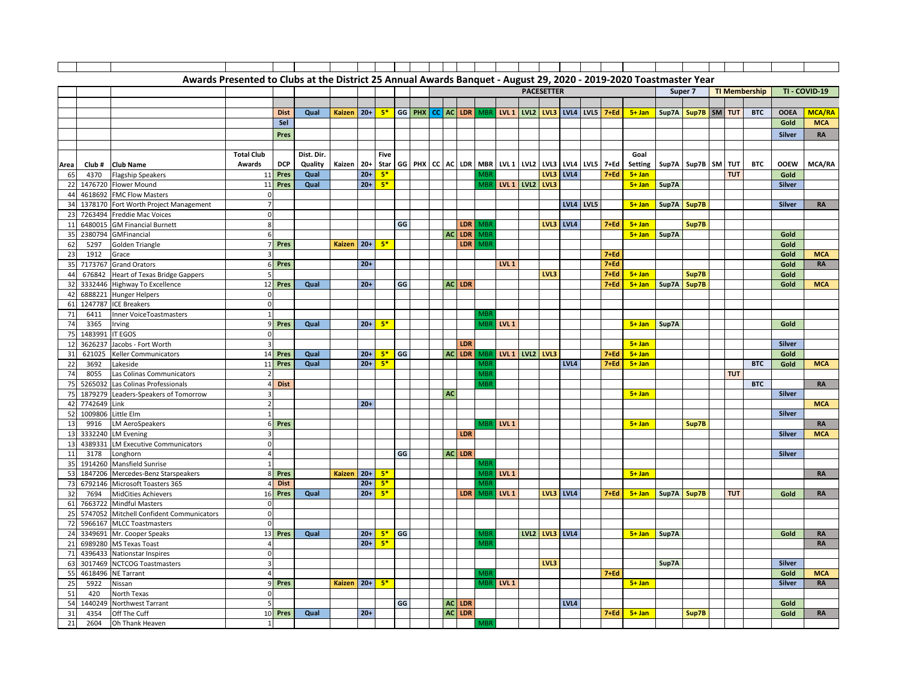## Awards Presented to Clubs at the District 25 Annual Awards Banquet - August 29, 2020 - 2019-2020 Toastmaster Year

| | | | | | | | | | | | | | | | | | | | | | | | | | | | | |
|---|---|---|---|---|---|---|---|---|---|---|---|---|---|---|---|---|---|---|---|---|---|---|---|---|---|---|---|---|
| | | | | | | | | | | | | | | PACESETTER | | | | | | | | | Super 7 | | TI Membership | | | TI - COVID-19 |
| | | | | Dist | Qual | Kaizen | 20+ | 5* | GG | PHX | CC | AC | LDR | MBR | LVL 1 | LVL2 | LVL3 | LVL4 | LVL5 | 7+Ed | 5+ Jan | Sup7A | Sup7B | SM | TUT | BTC | OOEA | MCA/RA |
| | | | | Sel | | | | | | | | | | | | | | | | | | | | | | | Gold | MCA |
| | | | | Pres | | | | | | | | | | | | | | | | | | | | | | | Silver | RA |
| Area | Club # | Club Name | Total Club Awards | DCP | Dist. Dir. Quality | Kaizen | 20+ | Five Star | GG | PHX | CC | AC | LDR | MBR | LVL 1 | LVL2 | LVL3 | LVL4 | LVL5 | 7+Ed | Goal Setting | Sup7A | Sup7B | SM | TUT | BTC | OOEW | MCA/RA |
| 65 | 4370 | Flagship Speakers | 11 | Pres | Qual | | 20+ | 5* | | | | | | MBR | | | LVL3 | LVL4 | | 7+Ed | 5+ Jan | | | | TUT | | Gold | |
| 22 | 1476720 | Flower Mound | 11 | Pres | Qual | | 20+ | 5* | | | | | | MBR | LVL 1 | LVL2 | LVL3 | | | | 5+ Jan | Sup7A | | | | | Silver | |
| 44 | 4618692 | FMC Flow Masters | 0 | | | | | | | | | | | | | | | | | | | | | | | | | |
| 34 | 1378170 | Fort Worth Project Management | 7 | | | | | | | | | | | | | | | LVL4 | LVL5 | | 5+ Jan | Sup7A | Sup7B | | | | Silver | RA |
| 23 | 7263494 | Freddie Mac Voices | 0 | | | | | | | | | | | | | | | | | | | | | | | | | |
| 11 | 6480015 | GM Financial Burnett | 8 | | | | | | GG | | | | LDR | MBR | | | LVL3 | LVL4 | | 7+Ed | 5+ Jan | | Sup7B | | | | | |
| 35 | 2380794 | GMFinancial | 6 | | | | | | | | | AC | LDR | MBR | | | | | | | 5+ Jan | Sup7A | | | | | Gold | |
| 62 | 5297 | Golden Triangle | 7 | Pres | | Kaizen | 20+ | 5* | | | | | LDR | MBR | | | | | | | | | | | | | Gold | |
| 23 | 1912 | Grace | 3 | | | | | | | | | | | | | | | | | 7+Ed | | | | | | | Gold | MCA |
| 35 | 7173767 | Grand Orators | 6 | Pres | | | 20+ | | | | | | | | LVL 1 | | | | | 7+Ed | | | | | | | Gold | RA |
| 44 | 676842 | Heart of Texas Bridge Gappers | 5 | | | | | | | | | | | | | | LVL3 | | | 7+Ed | 5+ Jan | | Sup7B | | | | Gold | |
| 32 | 3332446 | Highway To Excellence | 12 | Pres | Qual | | 20+ | | GG | | | AC | LDR | | | | | | | 7+Ed | 5+ Jan | Sup7A | Sup7B | | | | Gold | MCA |
| 42 | 6888221 | Hunger Helpers | 0 | | | | | | | | | | | | | | | | | | | | | | | | | |
| 61 | 1247787 | ICE Breakers | 0 | | | | | | | | | | | | | | | | | | | | | | | | | |
| 71 | 6411 | Inner VoiceToastmasters | 1 | | | | | | | | | | | MBR | | | | | | | | | | | | | | |
| 74 | 3365 | Irving | 9 | Pres | Qual | | 20+ | 5* | | | | | | MBR | LVL 1 | | | | | | 5+ Jan | Sup7A | | | | | Gold | |
| 75 | 1483991 | IT EGOS | 0 | | | | | | | | | | | | | | | | | | | | | | | | | |
| 12 | 3626237 | Jacobs - Fort Worth | 3 | | | | | | | | | | LDR | | | | | | | | 5+ Jan | | | | | | Silver | |
| 31 | 621025 | Keller Communicators | 14 | Pres | Qual | | 20+ | 5* | GG | | | AC | LDR | MBR | LVL 1 | LVL2 | LVL3 | | | 7+Ed | 5+ Jan | | | | | | Gold | |
| 22 | 3692 | Lakeside | 11 | Pres | Qual | | 20+ | 5* | | | | | | MBR | | | | LVL4 | | 7+Ed | 5+ Jan | | | | | BTC | Gold | MCA |
| 74 | 8055 | Las Colinas Communicators | 2 | | | | | | | | | | | MBR | | | | | | | | | | | TUT | | | |
| 75 | 5265032 | Las Colinas Professionals | 4 | Dist | | | | | | | | | | MBR | | | | | | | | | | | | BTC | | RA |
| 75 | 1879279 | Leaders-Speakers of Tomorrow | 3 | | | | | | | | | AC | | | | | | | | | 5+ Jan | | | | | | Silver | |
| 42 | 7742649 | Link | 2 | | | | 20+ | | | | | | | | | | | | | | | | | | | | | MCA |
| 52 | 1009806 | Little Elm | 1 | | | | | | | | | | | | | | | | | | | | | | | | Silver | |
| 13 | 9916 | LM AeroSpeakers | 6 | Pres | | | | | | | | | | MBR | LVL 1 | | | | | | 5+ Jan | | Sup7B | | | | | RA |
| 13 | 3332240 | LM Evening | 3 | | | | | | | | | | LDR | | | | | | | | | | | | | | Silver | MCA |
| 13 | 4389331 | LM Executive Communicators | 0 | | | | | | | | | | | | | | | | | | | | | | | | | |
| 11 | 3178 | Longhorn | 4 | | | | | | GG | | | AC | LDR | | | | | | | | | | | | | | Silver | |
| 35 | 1914260 | Mansfield Sunrise | 1 | | | | | | | | | | | MBR | | | | | | | | | | | | | | |
| 53 | 1847206 | Mercedes-Benz Starspeakers | 8 | Pres | | Kaizen | 20+ | 5* | | | | | | MBR | LVL 1 | | | | | | 5+ Jan | | | | | | | RA |
| 73 | 6792146 | Microsoft Toasters 365 | 4 | Dist | | | 20+ | 5* | | | | | | MBR | | | | | | | | | | | | | | |
| 32 | 7694 | MidCities Achievers | 16 | Pres | Qual | | 20+ | 5* | | | | | LDR | MBR | LVL 1 | | LVL3 | LVL4 | | 7+Ed | 5+ Jan | Sup7A | Sup7B | | TUT | | Gold | RA |
| 61 | 7663722 | Mindful Masters | 0 | | | | | | | | | | | | | | | | | | | | | | | | | |
| 25 | 5747052 | Mitchell Confident Communicators | 0 | | | | | | | | | | | | | | | | | | | | | | | | | |
| 72 | 5966167 | MLCC Toastmasters | 0 | | | | | | | | | | | | | | | | | | | | | | | | | |
| 24 | 3349691 | Mr. Cooper Speaks | 13 | Pres | Qual | | 20+ | 5* | GG | | | | | MBR | | LVL2 | LVL3 | LVL4 | | | 5+ Jan | Sup7A | | | | | Gold | RA |
| 21 | 6989280 | MS Texas Toast | 4 | | | | 20+ | 5* | | | | | | MBR | | | | | | | | | | | | | | RA |
| 71 | 4396433 | Nationstar Inspires | 0 | | | | | | | | | | | | | | | | | | | | | | | | | |
| 63 | 3017469 | NCTCOG Toastmasters | 3 | | | | | | | | | | | | | | LVL3 | | | | | Sup7A | | | | | Silver | |
| 55 | 4618496 | NE Tarrant | 4 | | | | | | | | | | | MBR | | | | | | 7+Ed | | | | | | | Gold | MCA |
| 25 | 5922 | Nissan | 9 | Pres | | Kaizen | 20+ | 5* | | | | | | MBR | LVL 1 | | | | | | 5+ Jan | | | | | | Silver | RA |
| 51 | 420 | North Texas | 0 | | | | | | | | | | | | | | | | | | | | | | | | | |
| 54 | 1440249 | Northwest Tarrant | 5 | | | | | | GG | | | AC | LDR | | | | | LVL4 | | | | | | | | | Gold | |
| 31 | 4354 | Off The Cuff | 10 | Pres | Qual | | 20+ | | | | | AC | LDR | | | | | | | 7+Ed | 5+ Jan | | Sup7B | | | | Gold | RA |
| 21 | 2604 | Oh Thank Heaven | 1 | | | | | | | | | | | MBR | | | | | | | | | | | | | | |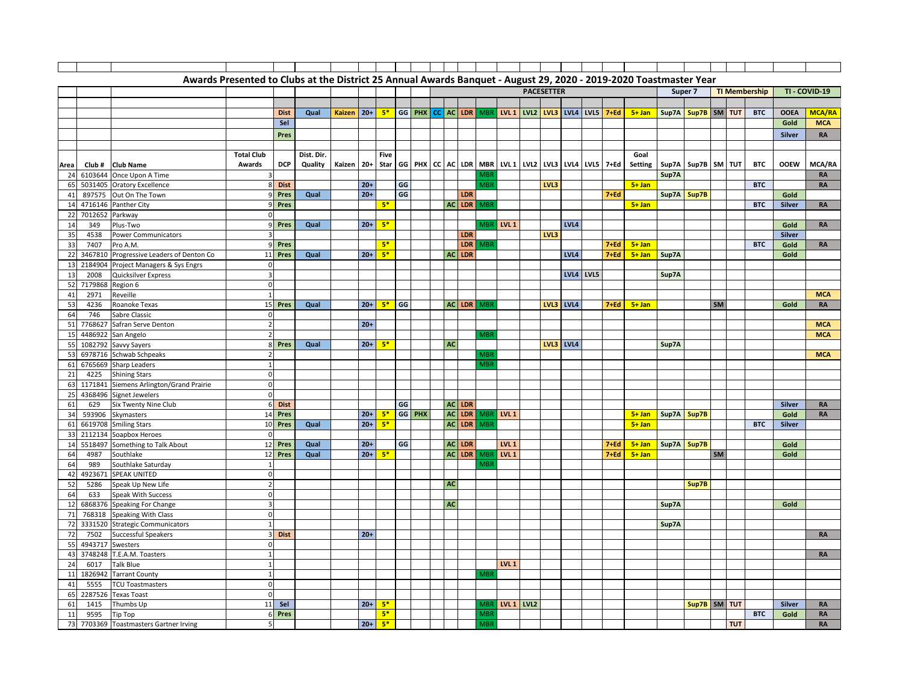# Awards Presented to Clubs at the District 25 Annual Awards Banquet - August 29, 2020 - 2019-2020 Toastmaster Year

| Area | Club # | Club Name | Total Club Awards | DCP | Dist. Dir. Quality | Kaizen | 20+ | Five Star | GG | PHX | CC | AC | LDR | MBR | LVL 1 | LVL2 | LVL3 | LVL4 | LVL5 | 7+Ed | Goal Setting | Sup7A | Sup7B | SM | TUT | BTC | OOEW | MCA/RA |
|---|---|---|---|---|---|---|---|---|---|---|---|---|---|---|---|---|---|---|---|---|---|---|---|---|---|---|---|---|
| | | | | | | | | | | | PACESETTER | | | | | | | | | | | Super 7 | | TI Membership | | | TI - COVID-19 | |
| | | | | Dist | Qual | Kaizen | 20+ | 5* | GG | PHX | CC | AC | LDR | MBR | LVL 1 | LVL2 | LVL3 | LVL4 | LVL5 | 7+Ed | 5+ Jan | Sup7A | Sup7B | SM | TUT | BTC | OOEA | MCA/RA |
| | | | | Sel | | | | | | | | | | | | | | | | | | | | | | | Gold | MCA |
| | | | | Pres | | | | | | | | | | | | | | | | | | | | | | | Silver | RA |
| 24 | 6103644 | Once Upon A Time | 3 | | | | | | | | | | | MBR | | | | | | | | Sup7A | | | | | | RA |
| 65 | 5031405 | Oratory Excellence | 8 | Dist | | | 20+ | | GG | | | | | MBR | | | LVL3 | | | | 5+ Jan | | | | | BTC | | RA |
| 41 | 897575 | Out On The Town | 9 | Pres | Qual | | 20+ | | GG | | | | LDR | | | | | | | 7+Ed | | Sup7A | Sup7B | | | | Gold | |
| 14 | 4716146 | Panther City | 9 | Pres | | | | 5* | | | | AC | LDR | MBR | | | | | | | 5+ Jan | | | | | BTC | Silver | RA |
| 22 | 7012652 | Parkway | 0 | | | | | | | | | | | | | | | | | | | | | | | | | |
| 14 | 349 | Plus-Two | 9 | Pres | Qual | | 20+ | 5* | | | | | | MBR | LVL 1 | | | LVL4 | | | | | | | | | Gold | RA |
| 35 | 4538 | Power Communicators | 3 | | | | | | | | | | LDR | | | | LVL3 | | | | | | | | | | Silver | |
| 33 | 7407 | Pro A.M. | 9 | Pres | | | | 5* | | | | | LDR | MBR | | | | | | 7+Ed | 5+ Jan | | | | | BTC | Gold | RA |
| 22 | 3467810 | Progressive Leaders of Denton Co | 11 | Pres | Qual | | 20+ | 5* | | | | AC | LDR | | | | | LVL4 | | 7+Ed | 5+ Jan | Sup7A | | | | | Gold | |
| 13 | 2184904 | Project Managers & Sys Engrs | 0 | | | | | | | | | | | | | | | | | | | | | | | | | |
| 13 | 2008 | Quicksilver Express | 3 | | | | | | | | | | | | | | | LVL4 | LVL5 | | | Sup7A | | | | | | |
| 52 | 7179868 | Region 6 | 0 | | | | | | | | | | | | | | | | | | | | | | | | | |
| 41 | 2971 | Reveille | 1 | | | | | | | | | | | | | | | | | | | | | | | | | MCA |
| 53 | 4236 | Roanoke Texas | 15 | Pres | Qual | | 20+ | 5* | GG | | | AC | LDR | MBR | | | LVL3 | LVL4 | | 7+Ed | 5+ Jan | | | SM | | | Gold | RA |
| 64 | 746 | Sabre Classic | 0 | | | | | | | | | | | | | | | | | | | | | | | | | |
| 51 | 7768627 | Safran Serve Denton | 2 | | | | 20+ | | | | | | | | | | | | | | | | | | | | | MCA |
| 15 | 4486922 | San Angelo | 2 | | | | | | | | | | | MBR | | | | | | | | | | | | | | MCA |
| 55 | 1082792 | Savvy Sayers | 8 | Pres | Qual | | 20+ | 5* | | | | AC | | | | | LVL3 | LVL4 | | | | Sup7A | | | | | | |
| 53 | 6978716 | Schwab Schpeaks | 2 | | | | | | | | | | | MBR | | | | | | | | | | | | | | MCA |
| 61 | 6765669 | Sharp Leaders | 1 | | | | | | | | | | | MBR | | | | | | | | | | | | | | |
| 21 | 4225 | Shining Stars | 0 | | | | | | | | | | | | | | | | | | | | | | | | | |
| 63 | 1171841 | Siemens Arlington/Grand Prairie | 0 | | | | | | | | | | | | | | | | | | | | | | | | | |
| 25 | 4368496 | Signet Jewelers | 0 | | | | | | | | | | | | | | | | | | | | | | | | | |
| 61 | 629 | Six Twenty Nine Club | 6 | Dist | | | | | GG | | | AC | LDR | | | | | | | | | | | | | | Silver | RA |
| 34 | 593906 | Skymasters | 14 | Pres | | | 20+ | 5* | GG | PHX | | AC | LDR | MBR | LVL 1 | | | | | | 5+ Jan | Sup7A | Sup7B | | | | Gold | RA |
| 61 | 6619708 | Smiling Stars | 10 | Pres | Qual | | 20+ | 5* | | | | AC | LDR | MBR | | | | | | | 5+ Jan | | | | | BTC | Silver | |
| 33 | 2112134 | Soapbox Heroes | 0 | | | | | | | | | | | | | | | | | | | | | | | | | |
| 14 | 5518497 | Something to Talk About | 12 | Pres | Qual | | 20+ | | GG | | | AC | LDR | | LVL 1 | | | | | 7+Ed | 5+ Jan | Sup7A | Sup7B | | | | Gold | |
| 64 | 4987 | Southlake | 12 | Pres | Qual | | 20+ | 5* | | | | AC | LDR | MBR | LVL 1 | | | | | 7+Ed | 5+ Jan | | | SM | | | Gold | |
| 64 | 989 | Southlake Saturday | 1 | | | | | | | | | | | MBR | | | | | | | | | | | | | | |
| 42 | 4923671 | SPEAK UNITED | 0 | | | | | | | | | | | | | | | | | | | | | | | | | |
| 52 | 5286 | Speak Up New Life | 2 | | | | | | | | | AC | | | | | | | | | | | Sup7B | | | | | |
| 64 | 633 | Speak With Success | 0 | | | | | | | | | | | | | | | | | | | | | | | | | |
| 12 | 6868376 | Speaking For Change | 3 | | | | | | | | | AC | | | | | | | | | | Sup7A | | | | | Gold | |
| 71 | 768318 | Speaking With Class | 0 | | | | | | | | | | | | | | | | | | | | | | | | | |
| 72 | 3331520 | Strategic Communicators | 1 | | | | | | | | | | | | | | | | | | | Sup7A | | | | | | |
| 72 | 7502 | Successful Speakers | 3 | Dist | | | 20+ | | | | | | | | | | | | | | | | | | | | | RA |
| 55 | 4943717 | Swesters | 0 | | | | | | | | | | | | | | | | | | | | | | | | | |
| 43 | 3748248 | T.E.A.M. Toasters | 1 | | | | | | | | | | | | | | | | | | | | | | | | | RA |
| 24 | 6017 | Talk Blue | 1 | | | | | | | | | | | | LVL 1 | | | | | | | | | | | | | |
| 11 | 1826942 | Tarrant County | 1 | | | | | | | | | | | MBR | | | | | | | | | | | | | | |
| 41 | 5555 | TCU Toastmasters | 0 | | | | | | | | | | | | | | | | | | | | | | | | | |
| 65 | 2287526 | Texas Toast | 0 | | | | | | | | | | | | | | | | | | | | | | | | | |
| 61 | 1415 | Thumbs Up | 11 | Sel | | | 20+ | 5* | | | | | | MBR | LVL 1 | LVL2 | | | | | | | Sup7B | SM | TUT | | Silver | RA |
| 11 | 9595 | Tip Top | 6 | Pres | | | | 5* | | | | | | MBR | | | | | | | | | | | | BTC | Gold | RA |
| 73 | 7703369 | Toastmasters Gartner Irving | 5 | | | | 20+ | 5* | | | | | | MBR | | | | | | | | | | | TUT | | | RA |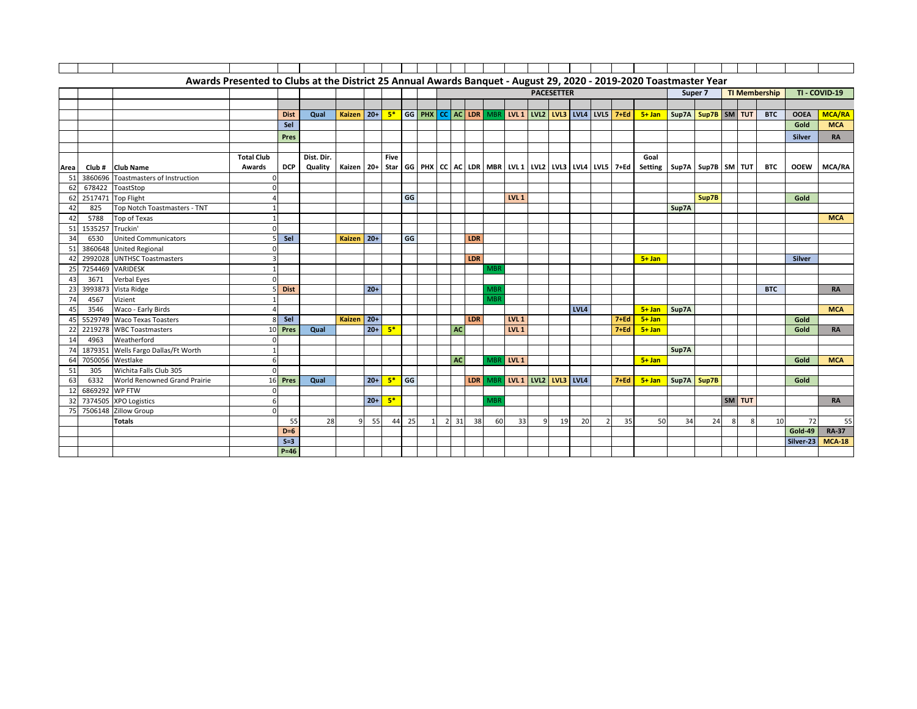# Awards Presented to Clubs at the District 25 Annual Awards Banquet - August 29, 2020 - 2019-2020 Toastmaster Year

| | | | | | | | | | | | | | | | | | | | | | | | | | | | | |
|---|---|---|---|---|---|---|---|---|---|---|---|---|---|---|---|---|---|---|---|---|---|---|---|---|---|---|---|---|
| | | | | | | | | | | | | | PACESETTER | | | | | | | | | Super 7 | | TI Membership | | | TI - COVID-19 | |
| | | | | Dist | Qual | Kaizen | 20+ | 5* | GG | PHX | CC | AC | LDR | MBR | LVL 1 | LVL2 | LVL3 | LVL4 | LVL5 | 7+Ed | 5+ Jan | Sup7A | Sup7B | SM | TUT | BTC | OOEA | MCA/RA |
| | | | | Sel | | | | | | | | | | | | | | | | | | | | | | | Gold | MCA |
| | | | | Pres | | | | | | | | | | | | | | | | | | | | | | | Silver | RA |
| Area | Club # | Club Name | Total Club Awards | DCP | Dist. Dir. Quality | Kaizen | 20+ | Five Star | GG | PHX | CC | AC | LDR | MBR | LVL 1 | LVL2 | LVL3 | LVL4 | LVL5 | 7+Ed | Goal Setting | Sup7A | Sup7B | SM | TUT | BTC | OOEW | MCA/RA |
| 51 | 3860696 | Toastmasters of Instruction | 0 | | | | | | | | | | | | | | | | | | | | | | | | | |
| 62 | 678422 | ToastStop | 0 | | | | | | | | | | | | | | | | | | | | | | | | | |
| 62 | 2517471 | Top Flight | 4 | | | | | | GG | | | | | | LVL 1 | | | | | | | | Sup7B | | | | Gold | |
| 42 | 825 | Top Notch Toastmasters - TNT | 1 | | | | | | | | | | | | | | | | | | | Sup7A | | | | | | |
| 42 | 5788 | Top of Texas | 1 | | | | | | | | | | | | | | | | | | | | | | | | | MCA |
| 51 | 1535257 | Truckin' | 0 | | | | | | | | | | | | | | | | | | | | | | | | | |
| 34 | 6530 | United Communicators | 5 | Sel | | Kaizen | 20+ | | GG | | | | LDR | | | | | | | | | | | | | | | |
| 51 | 3860648 | United Regional | 0 | | | | | | | | | | | | | | | | | | | | | | | | | |
| 42 | 2992028 | UNTHSC Toastmasters | 3 | | | | | | | | | | LDR | | | | | | | | 5+ Jan | | | | | | Silver | |
| 25 | 7254469 | VARIDESK | 1 | | | | | | | | | | | MBR | | | | | | | | | | | | | | |
| 43 | 3671 | Verbal Eyes | 0 | | | | | | | | | | | | | | | | | | | | | | | | | |
| 23 | 3993873 | Vista Ridge | 5 | Dist | | | 20+ | | | | | | | MBR | | | | | | | | | | | | BTC | | RA |
| 74 | 4567 | Vizient | 1 | | | | | | | | | | | MBR | | | | | | | | | | | | | | |
| 45 | 3546 | Waco - Early Birds | 4 | | | | | | | | | | | | | | | LVL4 | | | 5+ Jan | Sup7A | | | | | | MCA |
| 45 | 5529749 | Waco Texas Toasters | 8 | Sel | | Kaizen | 20+ | | | | | | LDR | | LVL 1 | | | | | 7+Ed | 5+ Jan | | | | | | Gold | |
| 22 | 2219278 | WBC Toastmasters | 10 | Pres | Qual | | 20+ | 5* | | | | AC | | | LVL 1 | | | | | 7+Ed | 5+ Jan | | | | | | Gold | RA |
| 14 | 4963 | Weatherford | 0 | | | | | | | | | | | | | | | | | | | | | | | | | |
| 74 | 1879351 | Wells Fargo Dallas/Ft Worth | 1 | | | | | | | | | | | | | | | | | | | Sup7A | | | | | | |
| 64 | 7050056 | Westlake | 6 | | | | | | | | | AC | | MBR | LVL 1 | | | | | | 5+ Jan | | | | | | Gold | MCA |
| 51 | 305 | Wichita Falls Club 305 | 0 | | | | | | | | | | | | | | | | | | | | | | | | | |
| 63 | 6332 | World Renowned Grand Prairie | 16 | Pres | Qual | | 20+ | 5* | GG | | | | LDR | MBR | LVL 1 | LVL2 | LVL3 | LVL4 | | 7+Ed | 5+ Jan | Sup7A | Sup7B | | | | Gold | |
| 12 | 6869292 | WP FTW | 0 | | | | | | | | | | | | | | | | | | | | | | | | | |
| 32 | 7374505 | XPO Logistics | 6 | | | | 20+ | 5* | | | | | | MBR | | | | | | | | | | SM | TUT | | | RA |
| 75 | 7506148 | Zillow Group | 0 | | | | | | | | | | | | | | | | | | | | | | | | | |
| | | Totals | | 55 | 28 | 9 | 55 | 44 | 25 | 1 | 2 | 31 | 38 | 60 | 33 | 9 | 19 | 20 | 2 | 35 | 50 | 34 | 24 | 8 | 8 | 10 | 72 | 55 |
| | | | | D=6 | | | | | | | | | | | | | | | | | | | | | | | Gold-49 | RA-37 |
| | | | | S=3 | | | | | | | | | | | | | | | | | | | | | | | Silver-23 | MCA-18 |
| | | | | P=46 | | | | | | | | | | | | | | | | | | | | | | | | |